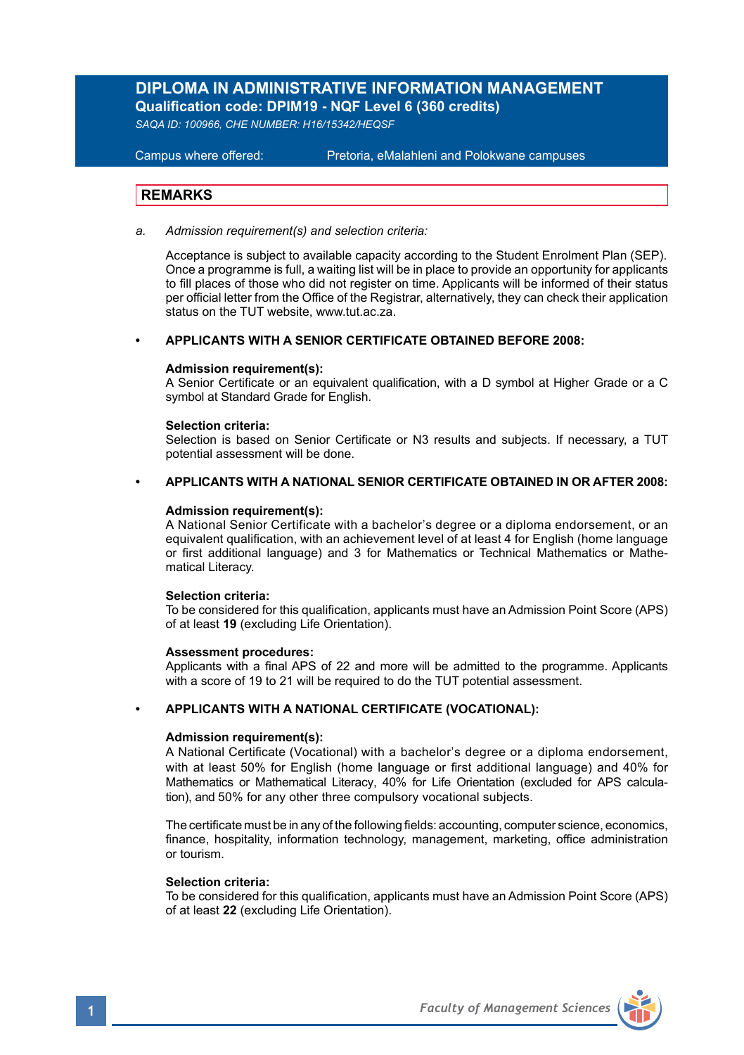# DIPLOMA IN ADMINISTRATIVE INFORMATION MANAGEMENT

**Qualification code: DPIM19 - NQF Level 6 (360 credits)**

*SAQA ID: 100966, CHE NUMBER: H16/15342/HEQSF*

Campus where offered: Pretoria, eMalahleni and Polokwane campuses

## REMARKS

a. *Admission requirement(s) and selection criteria:*

Acceptance is subject to available capacity according to the Student Enrolment Plan (SEP). Once a programme is full, a waiting list will be in place to provide an opportunity for applicants to fill places of those who did not register on time. Applicants will be informed of their status per official letter from the Office of the Registrar, alternatively, they can check their application status on the TUT website, www.tut.ac.za.

- **APPLICANTS WITH A SENIOR CERTIFICATE OBTAINED BEFORE 2008:**

**Admission requirement(s):**
A Senior Certificate or an equivalent qualification, with a D symbol at Higher Grade or a C symbol at Standard Grade for English.

**Selection criteria:**
Selection is based on Senior Certificate or N3 results and subjects. If necessary, a TUT potential assessment will be done.

- **APPLICANTS WITH A NATIONAL SENIOR CERTIFICATE OBTAINED IN OR AFTER 2008:**

**Admission requirement(s):**
A National Senior Certificate with a bachelor's degree or a diploma endorsement, or an equivalent qualification, with an achievement level of at least 4 for English (home language or first additional language) and 3 for Mathematics or Technical Mathematics or Mathematical Literacy.

**Selection criteria:**
To be considered for this qualification, applicants must have an Admission Point Score (APS) of at least **19** (excluding Life Orientation).

**Assessment procedures:**
Applicants with a final APS of 22 and more will be admitted to the programme. Applicants with a score of 19 to 21 will be required to do the TUT potential assessment.

- **APPLICANTS WITH A NATIONAL CERTIFICATE (VOCATIONAL):**

**Admission requirement(s):**
A National Certificate (Vocational) with a bachelor's degree or a diploma endorsement, with at least 50% for English (home language or first additional language) and 40% for Mathematics or Mathematical Literacy, 40% for Life Orientation (excluded for APS calculation), and 50% for any other three compulsory vocational subjects.

The certificate must be in any of the following fields: accounting, computer science, economics, finance, hospitality, information technology, management, marketing, office administration or tourism.

**Selection criteria:**
To be considered for this qualification, applicants must have an Admission Point Score (APS) of at least **22** (excluding Life Orientation).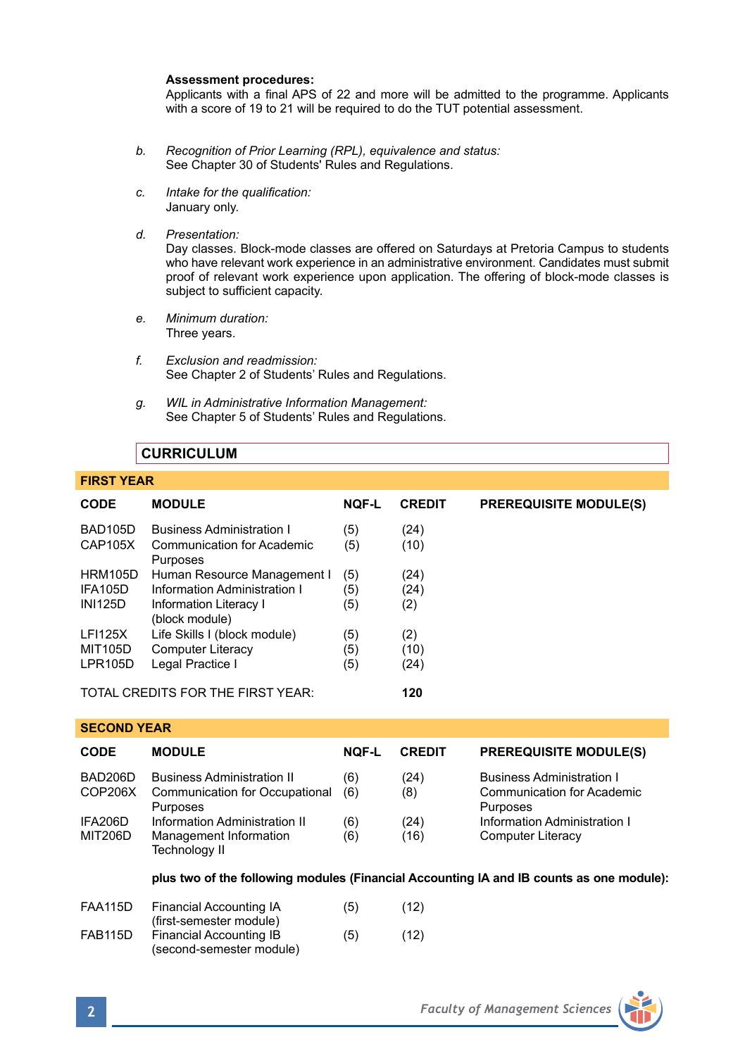**Assessment procedures:**
Applicants with a final APS of 22 and more will be admitted to the programme. Applicants with a score of 19 to 21 will be required to do the TUT potential assessment.

*b. Recognition of Prior Learning (RPL), equivalence and status:*
See Chapter 30 of Students' Rules and Regulations.

*c. Intake for the qualification:*
January only.

*d. Presentation:*
Day classes. Block-mode classes are offered on Saturdays at Pretoria Campus to students who have relevant work experience in an administrative environment. Candidates must submit proof of relevant work experience upon application. The offering of block-mode classes is subject to sufficient capacity.

*e. Minimum duration:*
Three years.

*f. Exclusion and readmission:*
See Chapter 2 of Students' Rules and Regulations.

*g. WIL in Administrative Information Management:*
See Chapter 5 of Students' Rules and Regulations.

## CURRICULUM

### FIRST YEAR

| CODE | MODULE | NQF-L | CREDIT | PREREQUISITE MODULE(S) |
|---|---|---|---|---|
| BAD105D | Business Administration I | (5) | (24) | |
| CAP105X | Communication for Academic Purposes | (5) | (10) | |
| HRM105D | Human Resource Management I | (5) | (24) | |
| IFA105D | Information Administration I | (5) | (24) | |
| INI125D | Information Literacy I (block module) | (5) | (2) | |
| LFI125X | Life Skills I (block module) | (5) | (2) | |
| MIT105D | Computer Literacy | (5) | (10) | |
| LPR105D | Legal Practice I | (5) | (24) | |
| TOTAL CREDITS FOR THE FIRST YEAR: | | | **120** | |

### SECOND YEAR

| CODE | MODULE | NQF-L | CREDIT | PREREQUISITE MODULE(S) |
|---|---|---|---|---|
| BAD206D | Business Administration II | (6) | (24) | Business Administration I |
| COP206X | Communication for Occupational Purposes | (6) | (8) | Communication for Academic Purposes |
| IFA206D | Information Administration II | (6) | (24) | Information Administration I |
| MIT206D | Management Information Technology II | (6) | (16) | Computer Literacy |

**plus two of the following modules (Financial Accounting IA and IB counts as one module):**

| CODE | MODULE | NQF-L | CREDIT | PREREQUISITE MODULE(S) |
|---|---|---|---|---|
| FAA115D | Financial Accounting IA (first-semester module) | (5) | (12) | |
| FAB115D | Financial Accounting IB (second-semester module) | (5) | (12) | |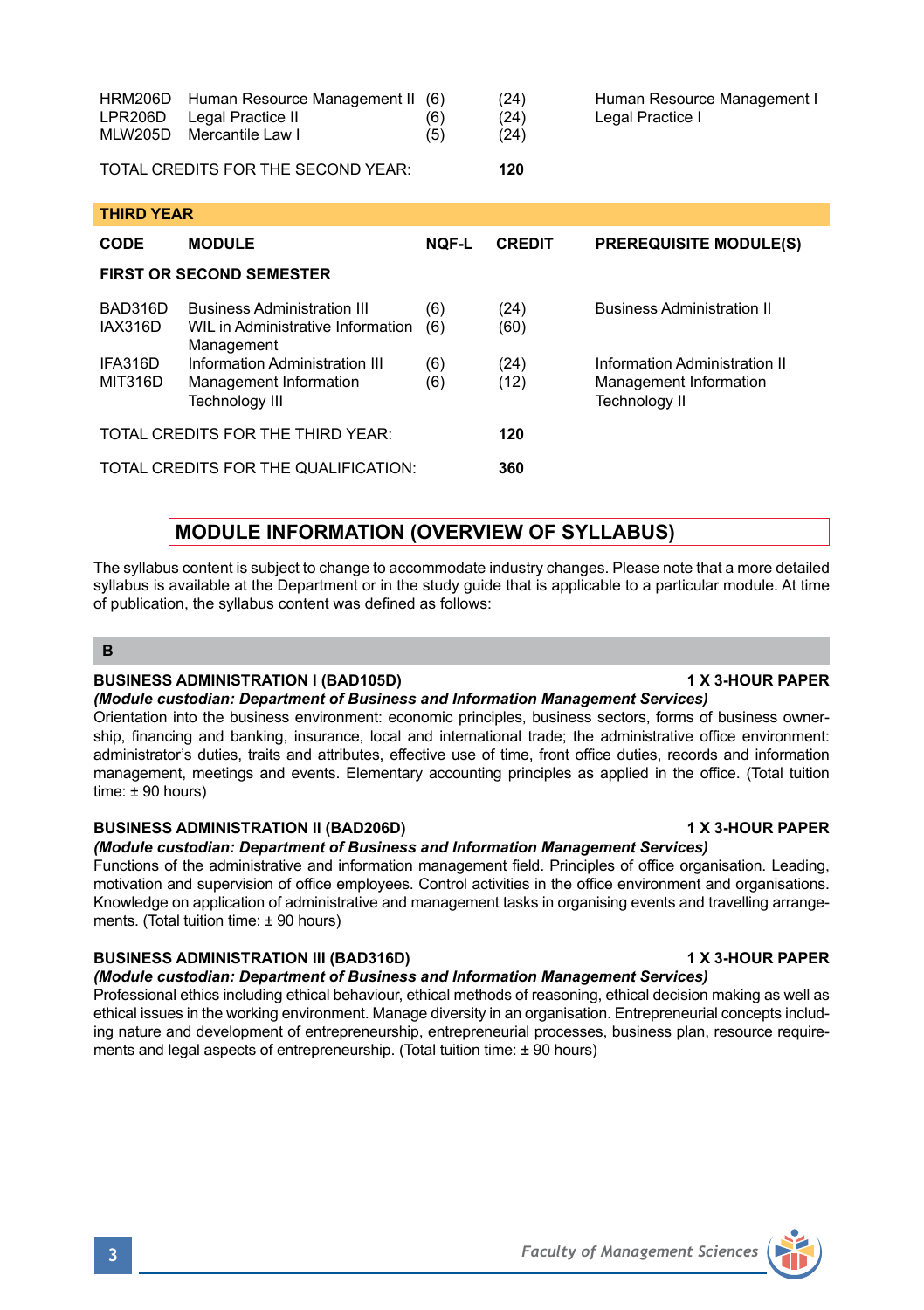| CODE | MODULE | NQF-L | CREDIT | PREREQUISITE MODULE(S) |
|---|---|---|---|---|
| HRM206D | Human Resource Management II | (6) | (24) | Human Resource Management I |
| LPR206D | Legal Practice II | (6) | (24) | Legal Practice I |
| MLW205D | Mercantile Law I | (5) | (24) | |
| TOTAL CREDITS FOR THE SECOND YEAR: | | | **120** | |

**THIRD YEAR**

| CODE | MODULE | NQF-L | CREDIT | PREREQUISITE MODULE(S) |
|---|---|---|---|---|
| **FIRST OR SECOND SEMESTER** | | | | |
| BAD316D | Business Administration III | (6) | (24) | Business Administration II |
| IAX316D | WIL in Administrative Information Management | (6) | (60) | |
| IFA316D | Information Administration III | (6) | (24) | Information Administration II |
| MIT316D | Management Information Technology III | (6) | (12) | Management Information Technology II |
| TOTAL CREDITS FOR THE THIRD YEAR: | | | **120** | |
| TOTAL CREDITS FOR THE QUALIFICATION: | | | **360** | |

## MODULE INFORMATION (OVERVIEW OF SYLLABUS)

The syllabus content is subject to change to accommodate industry changes. Please note that a more detailed syllabus is available at the Department or in the study guide that is applicable to a particular module. At time of publication, the syllabus content was defined as follows:

### B

**BUSINESS ADMINISTRATION I (BAD105D)** **1 X 3-HOUR PAPER**
***(Module custodian: Department of Business and Information Management Services)***
Orientation into the business environment: economic principles, business sectors, forms of business ownership, financing and banking, insurance, local and international trade; the administrative office environment: administrator's duties, traits and attributes, effective use of time, front office duties, records and information management, meetings and events. Elementary accounting principles as applied in the office. (Total tuition time: ± 90 hours)

**BUSINESS ADMINISTRATION II (BAD206D)** **1 X 3-HOUR PAPER**
***(Module custodian: Department of Business and Information Management Services)***
Functions of the administrative and information management field. Principles of office organisation. Leading, motivation and supervision of office employees. Control activities in the office environment and organisations. Knowledge on application of administrative and management tasks in organising events and travelling arrangements. (Total tuition time: ± 90 hours)

**BUSINESS ADMINISTRATION III (BAD316D)** **1 X 3-HOUR PAPER**
***(Module custodian: Department of Business and Information Management Services)***
Professional ethics including ethical behaviour, ethical methods of reasoning, ethical decision making as well as ethical issues in the working environment. Manage diversity in an organisation. Entrepreneurial concepts including nature and development of entrepreneurship, entrepreneurial processes, business plan, resource requirements and legal aspects of entrepreneurship. (Total tuition time: ± 90 hours)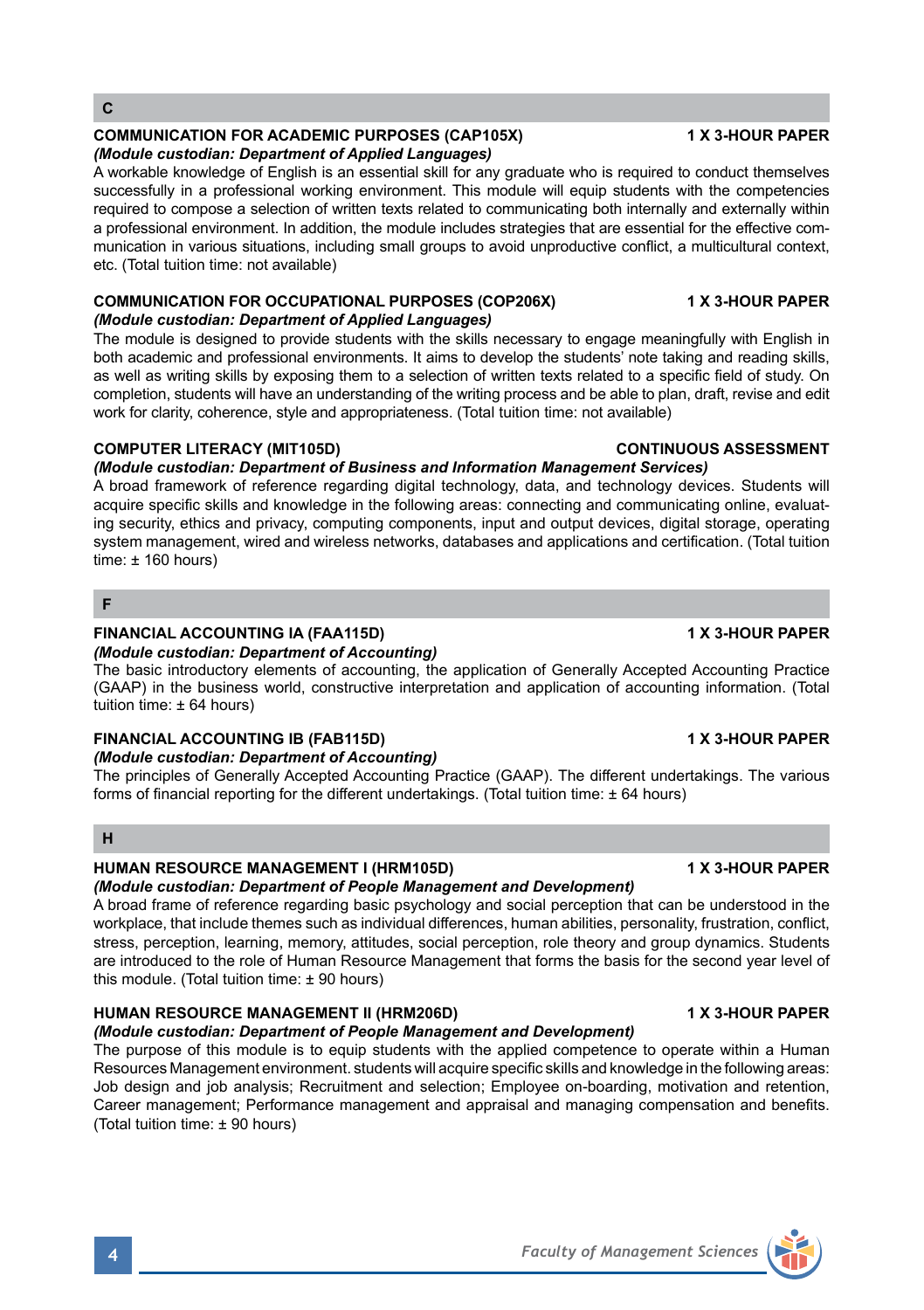## C

### COMMUNICATION FOR ACADEMIC PURPOSES (CAP105X) — 1 X 3-HOUR PAPER

***(Module custodian: Department of Applied Languages)***

A workable knowledge of English is an essential skill for any graduate who is required to conduct themselves successfully in a professional working environment. This module will equip students with the competencies required to compose a selection of written texts related to communicating both internally and externally within a professional environment. In addition, the module includes strategies that are essential for the effective communication in various situations, including small groups to avoid unproductive conflict, a multicultural context, etc. (Total tuition time: not available)

### COMMUNICATION FOR OCCUPATIONAL PURPOSES (COP206X) — 1 X 3-HOUR PAPER

***(Module custodian: Department of Applied Languages)***

The module is designed to provide students with the skills necessary to engage meaningfully with English in both academic and professional environments. It aims to develop the students' note taking and reading skills, as well as writing skills by exposing them to a selection of written texts related to a specific field of study. On completion, students will have an understanding of the writing process and be able to plan, draft, revise and edit work for clarity, coherence, style and appropriateness. (Total tuition time: not available)

### COMPUTER LITERACY (MIT105D) — CONTINUOUS ASSESSMENT

***(Module custodian: Department of Business and Information Management Services)***

A broad framework of reference regarding digital technology, data, and technology devices. Students will acquire specific skills and knowledge in the following areas: connecting and communicating online, evaluating security, ethics and privacy, computing components, input and output devices, digital storage, operating system management, wired and wireless networks, databases and applications and certification. (Total tuition time: ± 160 hours)

## F

### FINANCIAL ACCOUNTING IA (FAA115D) — 1 X 3-HOUR PAPER

***(Module custodian: Department of Accounting)***

The basic introductory elements of accounting, the application of Generally Accepted Accounting Practice (GAAP) in the business world, constructive interpretation and application of accounting information. (Total tuition time: ± 64 hours)

### FINANCIAL ACCOUNTING IB (FAB115D) — 1 X 3-HOUR PAPER

***(Module custodian: Department of Accounting)***

The principles of Generally Accepted Accounting Practice (GAAP). The different undertakings. The various forms of financial reporting for the different undertakings. (Total tuition time: ± 64 hours)

## H

### HUMAN RESOURCE MANAGEMENT I (HRM105D) — 1 X 3-HOUR PAPER

***(Module custodian: Department of People Management and Development)***

A broad frame of reference regarding basic psychology and social perception that can be understood in the workplace, that include themes such as individual differences, human abilities, personality, frustration, conflict, stress, perception, learning, memory, attitudes, social perception, role theory and group dynamics. Students are introduced to the role of Human Resource Management that forms the basis for the second year level of this module. (Total tuition time: ± 90 hours)

### HUMAN RESOURCE MANAGEMENT II (HRM206D) — 1 X 3-HOUR PAPER

***(Module custodian: Department of People Management and Development)***

The purpose of this module is to equip students with the applied competence to operate within a Human Resources Management environment. students will acquire specific skills and knowledge in the following areas: Job design and job analysis; Recruitment and selection; Employee on-boarding, motivation and retention, Career management; Performance management and appraisal and managing compensation and benefits. (Total tuition time: ± 90 hours)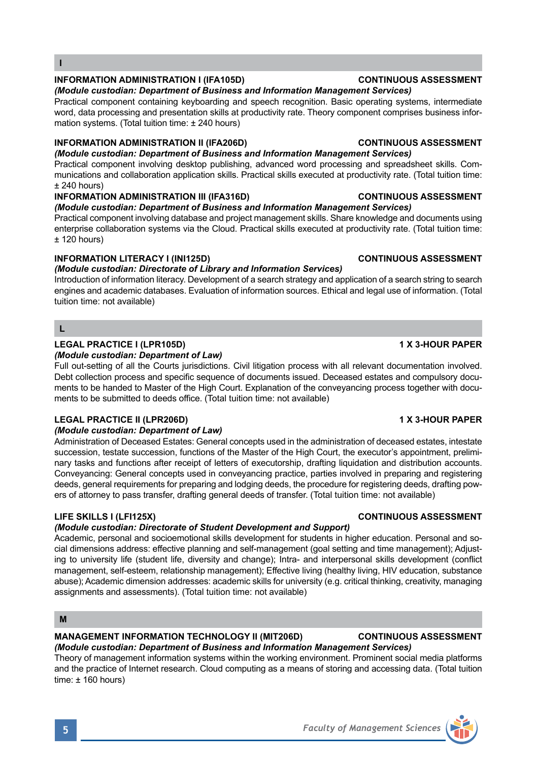## I

### INFORMATION ADMINISTRATION I (IFA105D) — CONTINUOUS ASSESSMENT

***(Module custodian: Department of Business and Information Management Services)***

Practical component containing keyboarding and speech recognition. Basic operating systems, intermediate word, data processing and presentation skills at productivity rate. Theory component comprises business information systems. (Total tuition time: ± 240 hours)

### INFORMATION ADMINISTRATION II (IFA206D) — CONTINUOUS ASSESSMENT

***(Module custodian: Department of Business and Information Management Services)***

Practical component involving desktop publishing, advanced word processing and spreadsheet skills. Communications and collaboration application skills. Practical skills executed at productivity rate. (Total tuition time: ± 240 hours)

### INFORMATION ADMINISTRATION III (IFA316D) — CONTINUOUS ASSESSMENT

***(Module custodian: Department of Business and Information Management Services)***

Practical component involving database and project management skills. Share knowledge and documents using enterprise collaboration systems via the Cloud. Practical skills executed at productivity rate. (Total tuition time: ± 120 hours)

### INFORMATION LITERACY I (INI125D) — CONTINUOUS ASSESSMENT

***(Module custodian: Directorate of Library and Information Services)***

Introduction of information literacy. Development of a search strategy and application of a search string to search engines and academic databases. Evaluation of information sources. Ethical and legal use of information. (Total tuition time: not available)

## L

### LEGAL PRACTICE I (LPR105D) — 1 X 3-HOUR PAPER

***(Module custodian: Department of Law)***

Full out-setting of all the Courts jurisdictions. Civil litigation process with all relevant documentation involved. Debt collection process and specific sequence of documents issued. Deceased estates and compulsory documents to be handed to Master of the High Court. Explanation of the conveyancing process together with documents to be submitted to deeds office. (Total tuition time: not available)

### LEGAL PRACTICE II (LPR206D) — 1 X 3-HOUR PAPER

***(Module custodian: Department of Law)***

Administration of Deceased Estates: General concepts used in the administration of deceased estates, intestate succession, testate succession, functions of the Master of the High Court, the executor's appointment, preliminary tasks and functions after receipt of letters of executorship, drafting liquidation and distribution accounts. Conveyancing: General concepts used in conveyancing practice, parties involved in preparing and registering deeds, general requirements for preparing and lodging deeds, the procedure for registering deeds, drafting powers of attorney to pass transfer, drafting general deeds of transfer. (Total tuition time: not available)

### LIFE SKILLS I (LFI125X) — CONTINUOUS ASSESSMENT

***(Module custodian: Directorate of Student Development and Support)***

Academic, personal and socioemotional skills development for students in higher education. Personal and social dimensions address: effective planning and self-management (goal setting and time management); Adjusting to university life (student life, diversity and change); Intra- and interpersonal skills development (conflict management, self-esteem, relationship management); Effective living (healthy living, HIV education, substance abuse); Academic dimension addresses: academic skills for university (e.g. critical thinking, creativity, managing assignments and assessments). (Total tuition time: not available)

## M

### MANAGEMENT INFORMATION TECHNOLOGY II (MIT206D) — CONTINUOUS ASSESSMENT

***(Module custodian: Department of Business and Information Management Services)***

Theory of management information systems within the working environment. Prominent social media platforms and the practice of Internet research. Cloud computing as a means of storing and accessing data. (Total tuition time: ± 160 hours)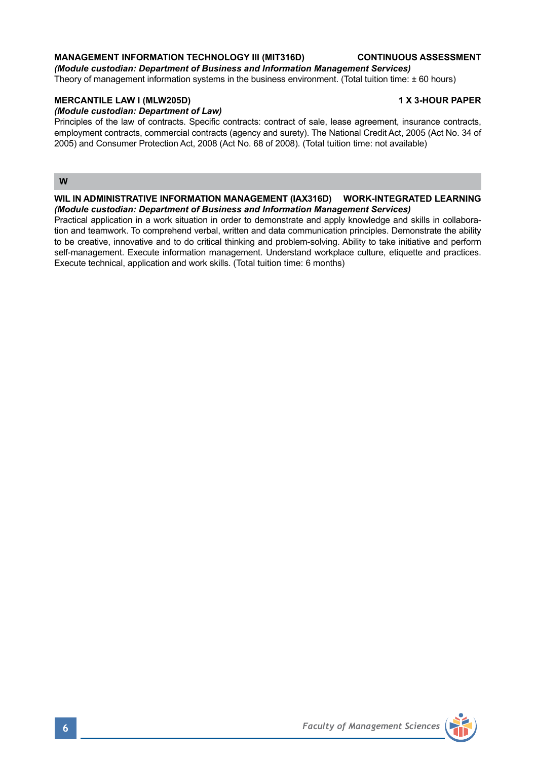**MANAGEMENT INFORMATION TECHNOLOGY III (MIT316D) CONTINUOUS ASSESSMENT**
***(Module custodian: Department of Business and Information Management Services)***
Theory of management information systems in the business environment. (Total tuition time: ± 60 hours)

**MERCANTILE LAW I (MLW205D) 1 X 3-HOUR PAPER**
***(Module custodian: Department of Law)***
Principles of the law of contracts. Specific contracts: contract of sale, lease agreement, insurance contracts, employment contracts, commercial contracts (agency and surety). The National Credit Act, 2005 (Act No. 34 of 2005) and Consumer Protection Act, 2008 (Act No. 68 of 2008). (Total tuition time: not available)

## W

**WIL IN ADMINISTRATIVE INFORMATION MANAGEMENT (IAX316D) WORK-INTEGRATED LEARNING**
***(Module custodian: Department of Business and Information Management Services)***
Practical application in a work situation in order to demonstrate and apply knowledge and skills in collaboration and teamwork. To comprehend verbal, written and data communication principles. Demonstrate the ability to be creative, innovative and to do critical thinking and problem-solving. Ability to take initiative and perform self-management. Execute information management. Understand workplace culture, etiquette and practices. Execute technical, application and work skills. (Total tuition time: 6 months)